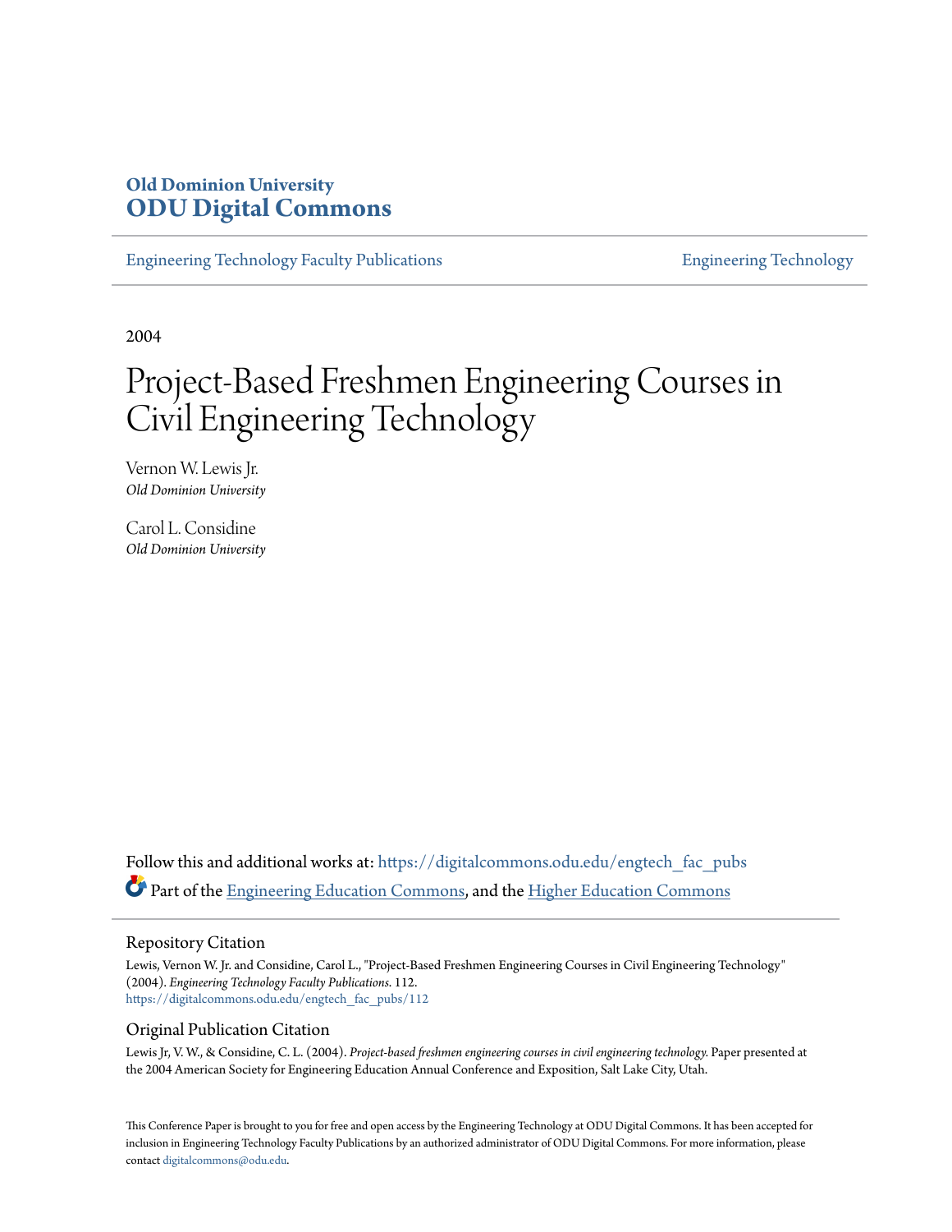**Old Dominion University**
**ODU Digital Commons**

Engineering Technology Faculty Publications | Engineering Technology

2004

# Project-Based Freshmen Engineering Courses in Civil Engineering Technology

Vernon W. Lewis Jr.
*Old Dominion University*

Carol L. Considine
*Old Dominion University*

Follow this and additional works at: https://digitalcommons.odu.edu/engtech_fac_pubs

Part of the Engineering Education Commons, and the Higher Education Commons

## Repository Citation

Lewis, Vernon W. Jr. and Considine, Carol L., "Project-Based Freshmen Engineering Courses in Civil Engineering Technology" (2004). *Engineering Technology Faculty Publications*. 112.
https://digitalcommons.odu.edu/engtech_fac_pubs/112

## Original Publication Citation

Lewis Jr, V. W., & Considine, C. L. (2004). *Project-based freshmen engineering courses in civil engineering technology.* Paper presented at the 2004 American Society for Engineering Education Annual Conference and Exposition, Salt Lake City, Utah.

This Conference Paper is brought to you for free and open access by the Engineering Technology at ODU Digital Commons. It has been accepted for inclusion in Engineering Technology Faculty Publications by an authorized administrator of ODU Digital Commons. For more information, please contact digitalcommons@odu.edu.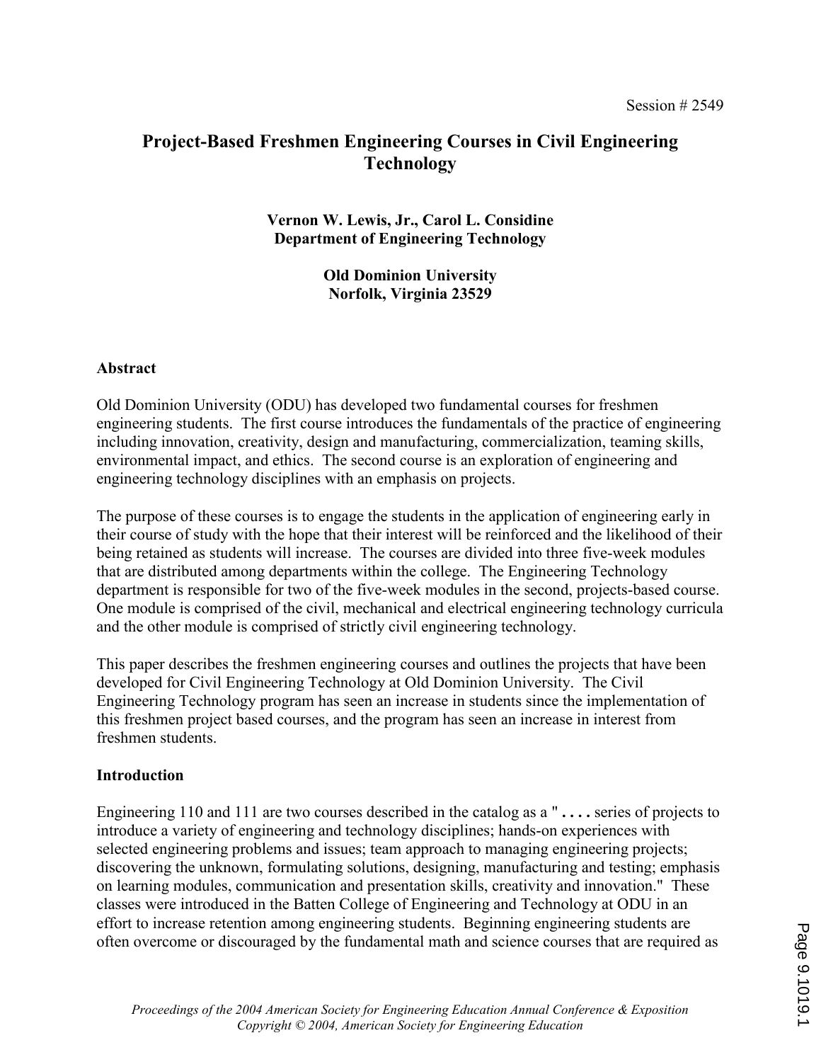Session # 2549

# Project-Based Freshmen Engineering Courses in Civil Engineering Technology

**Vernon W. Lewis, Jr., Carol L. Considine**
**Department of Engineering Technology**

**Old Dominion University**
**Norfolk, Virginia 23529**

## Abstract

Old Dominion University (ODU) has developed two fundamental courses for freshmen engineering students. The first course introduces the fundamentals of the practice of engineering including innovation, creativity, design and manufacturing, commercialization, teaming skills, environmental impact, and ethics. The second course is an exploration of engineering and engineering technology disciplines with an emphasis on projects.

The purpose of these courses is to engage the students in the application of engineering early in their course of study with the hope that their interest will be reinforced and the likelihood of their being retained as students will increase. The courses are divided into three five-week modules that are distributed among departments within the college. The Engineering Technology department is responsible for two of the five-week modules in the second, projects-based course. One module is comprised of the civil, mechanical and electrical engineering technology curricula and the other module is comprised of strictly civil engineering technology.

This paper describes the freshmen engineering courses and outlines the projects that have been developed for Civil Engineering Technology at Old Dominion University. The Civil Engineering Technology program has seen an increase in students since the implementation of this freshmen project based courses, and the program has seen an increase in interest from freshmen students.

## Introduction

Engineering 110 and 111 are two courses described in the catalog as a " **. . . .** series of projects to introduce a variety of engineering and technology disciplines; hands-on experiences with selected engineering problems and issues; team approach to managing engineering projects; discovering the unknown, formulating solutions, designing, manufacturing and testing; emphasis on learning modules, communication and presentation skills, creativity and innovation." These classes were introduced in the Batten College of Engineering and Technology at ODU in an effort to increase retention among engineering students. Beginning engineering students are often overcome or discouraged by the fundamental math and science courses that are required as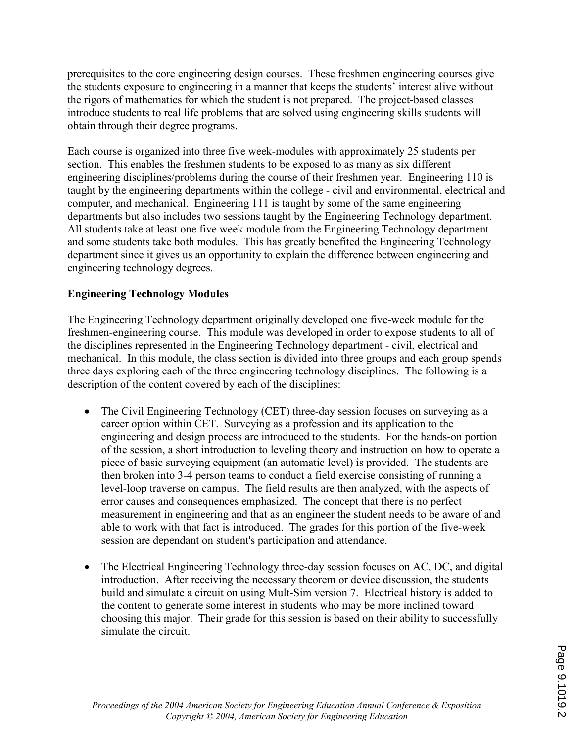prerequisites to the core engineering design courses. These freshmen engineering courses give the students exposure to engineering in a manner that keeps the students' interest alive without the rigors of mathematics for which the student is not prepared. The project-based classes introduce students to real life problems that are solved using engineering skills students will obtain through their degree programs.

Each course is organized into three five week-modules with approximately 25 students per section. This enables the freshmen students to be exposed to as many as six different engineering disciplines/problems during the course of their freshmen year. Engineering 110 is taught by the engineering departments within the college - civil and environmental, electrical and computer, and mechanical. Engineering 111 is taught by some of the same engineering departments but also includes two sessions taught by the Engineering Technology department. All students take at least one five week module from the Engineering Technology department and some students take both modules. This has greatly benefited the Engineering Technology department since it gives us an opportunity to explain the difference between engineering and engineering technology degrees.

**Engineering Technology Modules**

The Engineering Technology department originally developed one five-week module for the freshmen-engineering course. This module was developed in order to expose students to all of the disciplines represented in the Engineering Technology department - civil, electrical and mechanical. In this module, the class section is divided into three groups and each group spends three days exploring each of the three engineering technology disciplines. The following is a description of the content covered by each of the disciplines:

- The Civil Engineering Technology (CET) three-day session focuses on surveying as a career option within CET. Surveying as a profession and its application to the engineering and design process are introduced to the students. For the hands-on portion of the session, a short introduction to leveling theory and instruction on how to operate a piece of basic surveying equipment (an automatic level) is provided. The students are then broken into 3-4 person teams to conduct a field exercise consisting of running a level-loop traverse on campus. The field results are then analyzed, with the aspects of error causes and consequences emphasized. The concept that there is no perfect measurement in engineering and that as an engineer the student needs to be aware of and able to work with that fact is introduced. The grades for this portion of the five-week session are dependant on student's participation and attendance.

- The Electrical Engineering Technology three-day session focuses on AC, DC, and digital introduction. After receiving the necessary theorem or device discussion, the students build and simulate a circuit on using Mult-Sim version 7. Electrical history is added to the content to generate some interest in students who may be more inclined toward choosing this major. Their grade for this session is based on their ability to successfully simulate the circuit.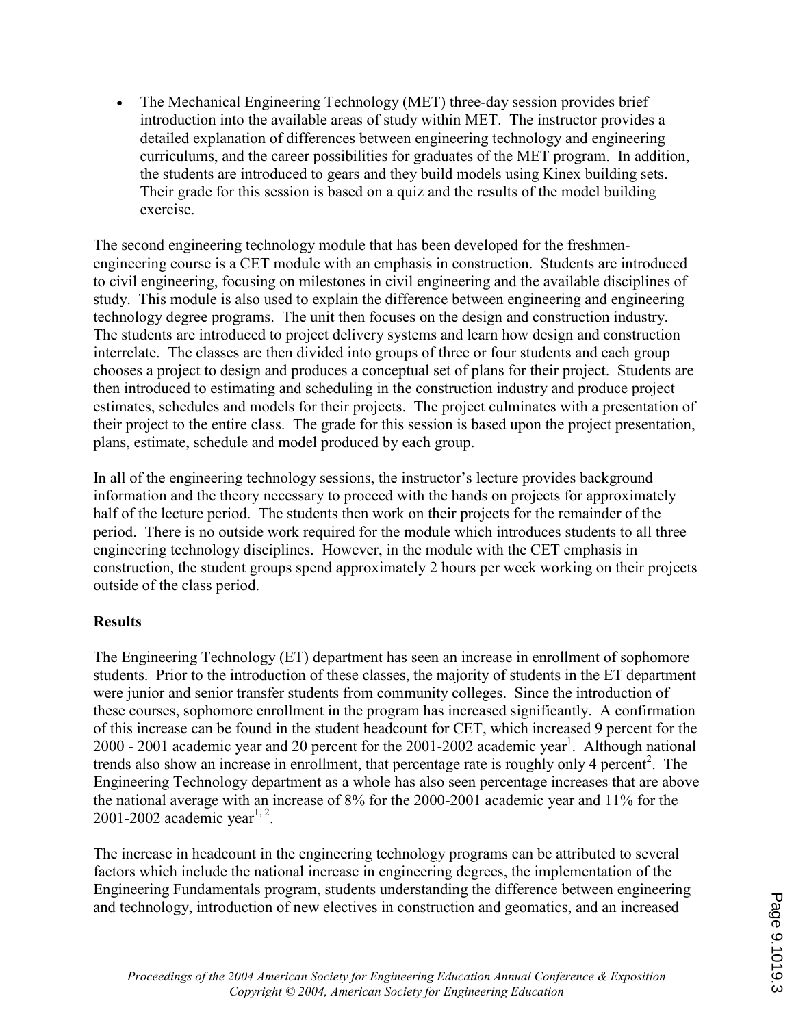- The Mechanical Engineering Technology (MET) three-day session provides brief introduction into the available areas of study within MET. The instructor provides a detailed explanation of differences between engineering technology and engineering curriculums, and the career possibilities for graduates of the MET program. In addition, the students are introduced to gears and they build models using Kinex building sets. Their grade for this session is based on a quiz and the results of the model building exercise.

The second engineering technology module that has been developed for the freshmen-engineering course is a CET module with an emphasis in construction. Students are introduced to civil engineering, focusing on milestones in civil engineering and the available disciplines of study. This module is also used to explain the difference between engineering and engineering technology degree programs. The unit then focuses on the design and construction industry. The students are introduced to project delivery systems and learn how design and construction interrelate. The classes are then divided into groups of three or four students and each group chooses a project to design and produces a conceptual set of plans for their project. Students are then introduced to estimating and scheduling in the construction industry and produce project estimates, schedules and models for their projects. The project culminates with a presentation of their project to the entire class. The grade for this session is based upon the project presentation, plans, estimate, schedule and model produced by each group.

In all of the engineering technology sessions, the instructor's lecture provides background information and the theory necessary to proceed with the hands on projects for approximately half of the lecture period. The students then work on their projects for the remainder of the period. There is no outside work required for the module which introduces students to all three engineering technology disciplines. However, in the module with the CET emphasis in construction, the student groups spend approximately 2 hours per week working on their projects outside of the class period.

**Results**

The Engineering Technology (ET) department has seen an increase in enrollment of sophomore students. Prior to the introduction of these classes, the majority of students in the ET department were junior and senior transfer students from community colleges. Since the introduction of these courses, sophomore enrollment in the program has increased significantly. A confirmation of this increase can be found in the student headcount for CET, which increased 9 percent for the 2000 - 2001 academic year and 20 percent for the 2001-2002 academic year[1]. Although national trends also show an increase in enrollment, that percentage rate is roughly only 4 percent[2]. The Engineering Technology department as a whole has also seen percentage increases that are above the national average with an increase of 8% for the 2000-2001 academic year and 11% for the 2001-2002 academic year[1,2].

The increase in headcount in the engineering technology programs can be attributed to several factors which include the national increase in engineering degrees, the implementation of the Engineering Fundamentals program, students understanding the difference between engineering and technology, introduction of new electives in construction and geomatics, and an increased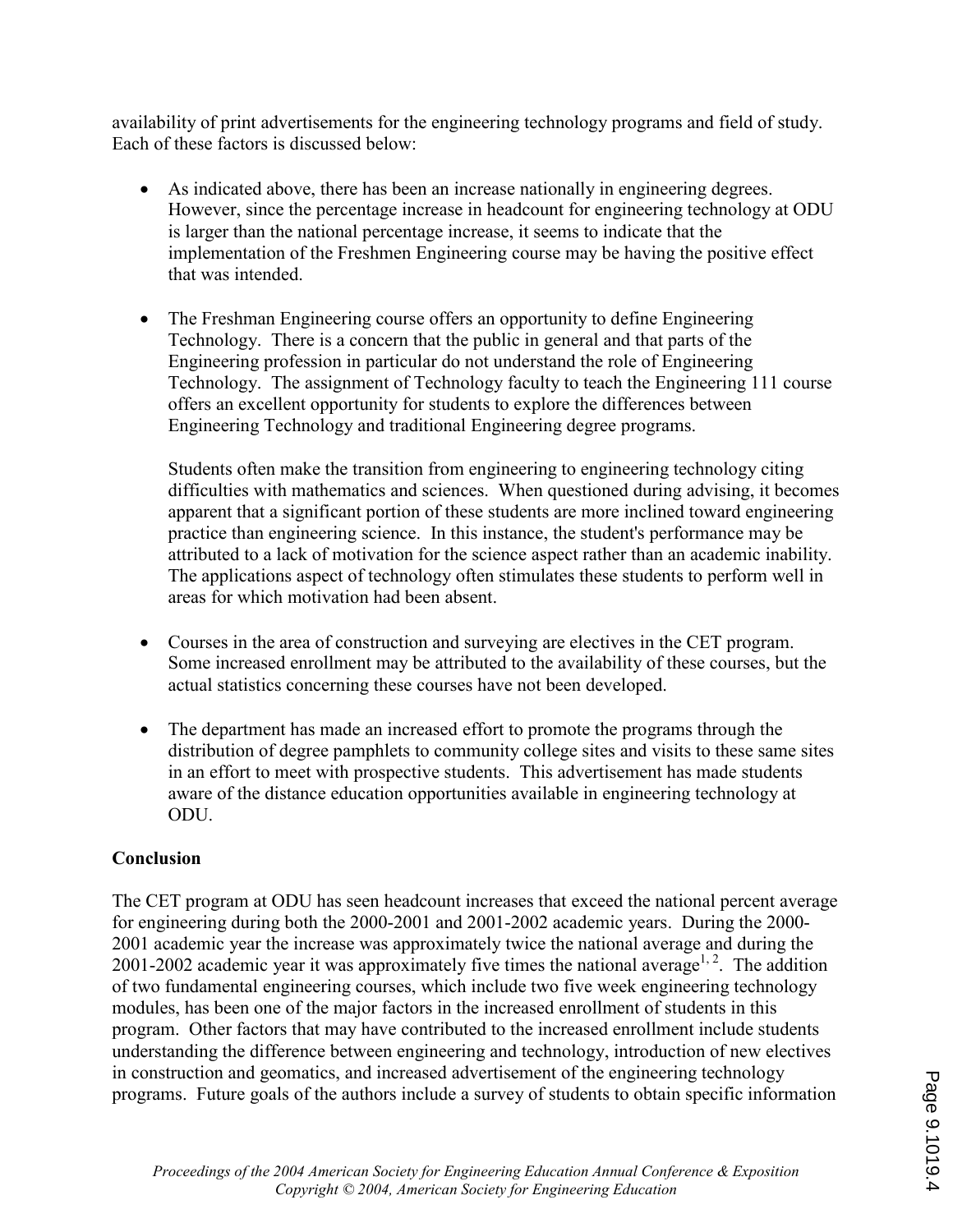availability of print advertisements for the engineering technology programs and field of study. Each of these factors is discussed below:

- As indicated above, there has been an increase nationally in engineering degrees. However, since the percentage increase in headcount for engineering technology at ODU is larger than the national percentage increase, it seems to indicate that the implementation of the Freshmen Engineering course may be having the positive effect that was intended.

- The Freshman Engineering course offers an opportunity to define Engineering Technology. There is a concern that the public in general and that parts of the Engineering profession in particular do not understand the role of Engineering Technology. The assignment of Technology faculty to teach the Engineering 111 course offers an excellent opportunity for students to explore the differences between Engineering Technology and traditional Engineering degree programs.

  Students often make the transition from engineering to engineering technology citing difficulties with mathematics and sciences. When questioned during advising, it becomes apparent that a significant portion of these students are more inclined toward engineering practice than engineering science. In this instance, the student's performance may be attributed to a lack of motivation for the science aspect rather than an academic inability. The applications aspect of technology often stimulates these students to perform well in areas for which motivation had been absent.

- Courses in the area of construction and surveying are electives in the CET program. Some increased enrollment may be attributed to the availability of these courses, but the actual statistics concerning these courses have not been developed.

- The department has made an increased effort to promote the programs through the distribution of degree pamphlets to community college sites and visits to these same sites in an effort to meet with prospective students. This advertisement has made students aware of the distance education opportunities available in engineering technology at ODU.

**Conclusion**

The CET program at ODU has seen headcount increases that exceed the national percent average for engineering during both the 2000-2001 and 2001-2002 academic years. During the 2000-2001 academic year the increase was approximately twice the national average and during the 2001-2002 academic year it was approximately five times the national average[1, 2]. The addition of two fundamental engineering courses, which include two five week engineering technology modules, has been one of the major factors in the increased enrollment of students in this program. Other factors that may have contributed to the increased enrollment include students understanding the difference between engineering and technology, introduction of new electives in construction and geomatics, and increased advertisement of the engineering technology programs. Future goals of the authors include a survey of students to obtain specific information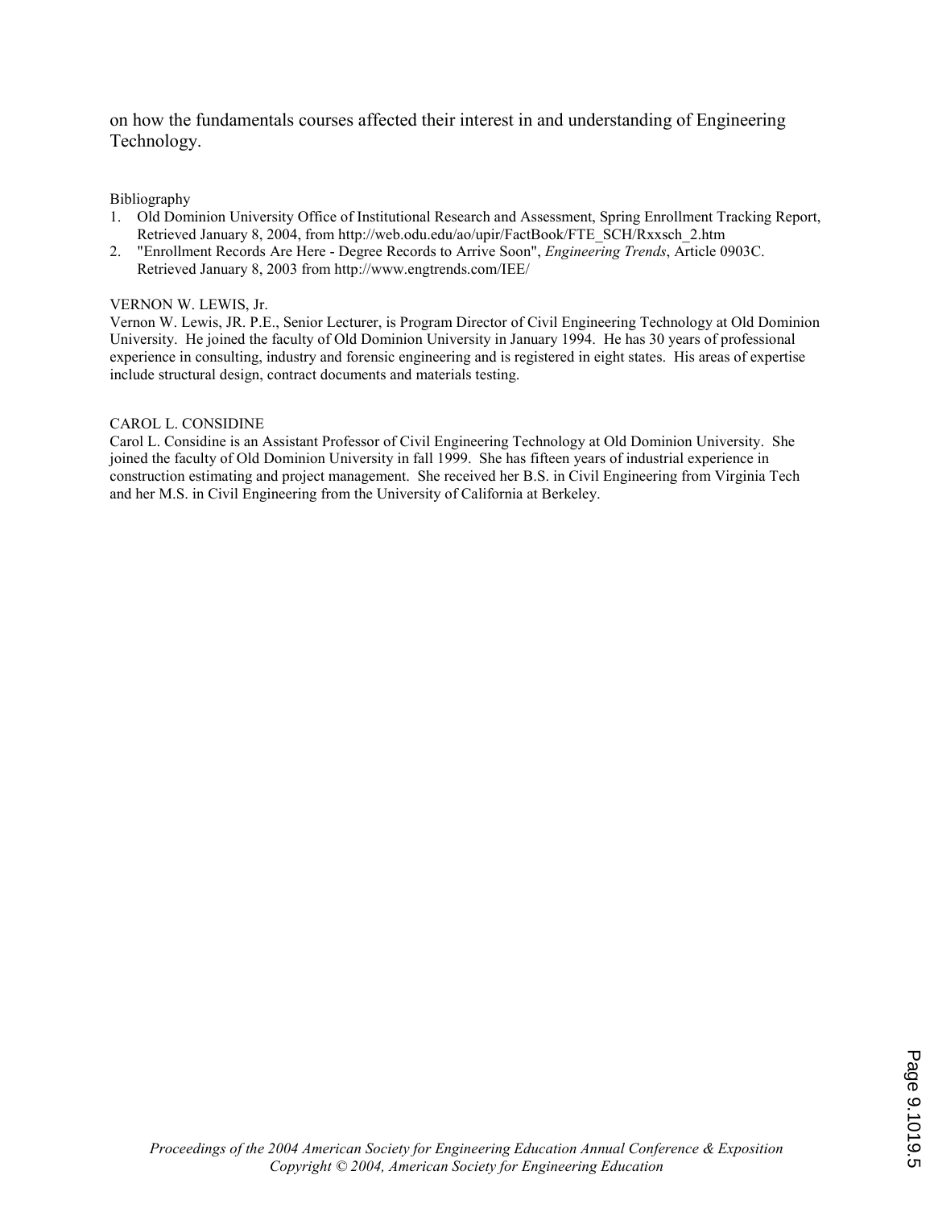on how the fundamentals courses affected their interest in and understanding of Engineering Technology.

Bibliography

1. Old Dominion University Office of Institutional Research and Assessment, Spring Enrollment Tracking Report, Retrieved January 8, 2004, from http://web.odu.edu/ao/upir/FactBook/FTE_SCH/Rxxsch_2.htm
2. "Enrollment Records Are Here - Degree Records to Arrive Soon", *Engineering Trends*, Article 0903C. Retrieved January 8, 2003 from http://www.engtrends.com/IEE/

VERNON W. LEWIS, Jr.

Vernon W. Lewis, JR. P.E., Senior Lecturer, is Program Director of Civil Engineering Technology at Old Dominion University. He joined the faculty of Old Dominion University in January 1994. He has 30 years of professional experience in consulting, industry and forensic engineering and is registered in eight states. His areas of expertise include structural design, contract documents and materials testing.

CAROL L. CONSIDINE

Carol L. Considine is an Assistant Professor of Civil Engineering Technology at Old Dominion University. She joined the faculty of Old Dominion University in fall 1999. She has fifteen years of industrial experience in construction estimating and project management. She received her B.S. in Civil Engineering from Virginia Tech and her M.S. in Civil Engineering from the University of California at Berkeley.